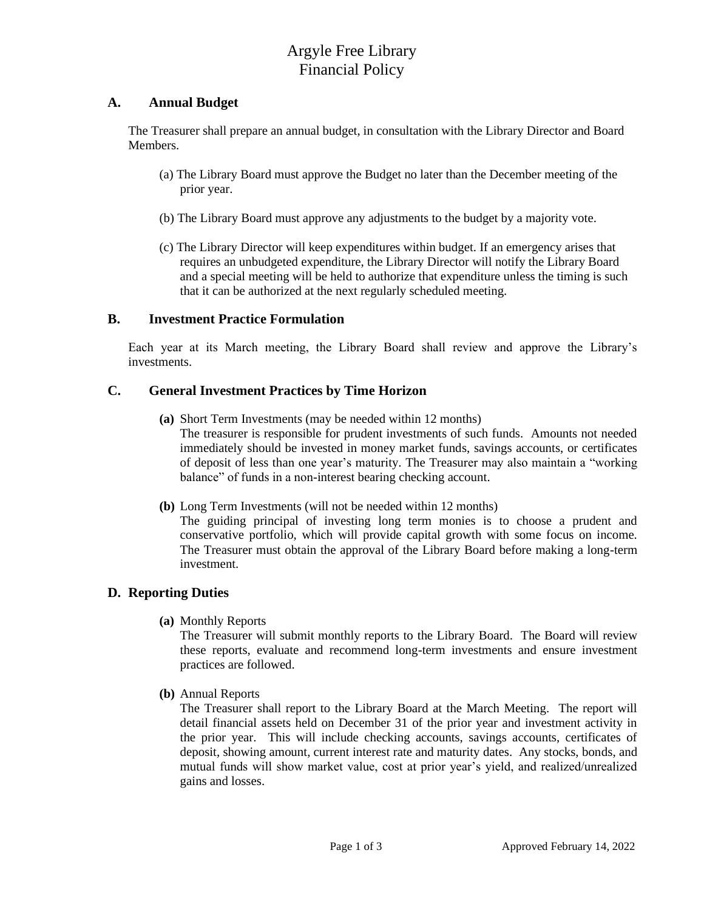# Argyle Free Library
# Financial Policy

## A. Annual Budget

The Treasurer shall prepare an annual budget, in consultation with the Library Director and Board Members.

(a) The Library Board must approve the Budget no later than the December meeting of the prior year.

(b) The Library Board must approve any adjustments to the budget by a majority vote.

(c) The Library Director will keep expenditures within budget. If an emergency arises that requires an unbudgeted expenditure, the Library Director will notify the Library Board and a special meeting will be held to authorize that expenditure unless the timing is such that it can be authorized at the next regularly scheduled meeting.

## B. Investment Practice Formulation

Each year at its March meeting, the Library Board shall review and approve the Library's investments.

## C. General Investment Practices by Time Horizon

**(a)** Short Term Investments (may be needed within 12 months)
The treasurer is responsible for prudent investments of such funds. Amounts not needed immediately should be invested in money market funds, savings accounts, or certificates of deposit of less than one year's maturity. The Treasurer may also maintain a "working balance" of funds in a non-interest bearing checking account.

**(b)** Long Term Investments (will not be needed within 12 months)
The guiding principal of investing long term monies is to choose a prudent and conservative portfolio, which will provide capital growth with some focus on income. The Treasurer must obtain the approval of the Library Board before making a long-term investment.

## D. Reporting Duties

**(a)** Monthly Reports
The Treasurer will submit monthly reports to the Library Board. The Board will review these reports, evaluate and recommend long-term investments and ensure investment practices are followed.

**(b)** Annual Reports
The Treasurer shall report to the Library Board at the March Meeting. The report will detail financial assets held on December 31 of the prior year and investment activity in the prior year. This will include checking accounts, savings accounts, certificates of deposit, showing amount, current interest rate and maturity dates. Any stocks, bonds, and mutual funds will show market value, cost at prior year's yield, and realized/unrealized gains and losses.

Approved February 14, 2022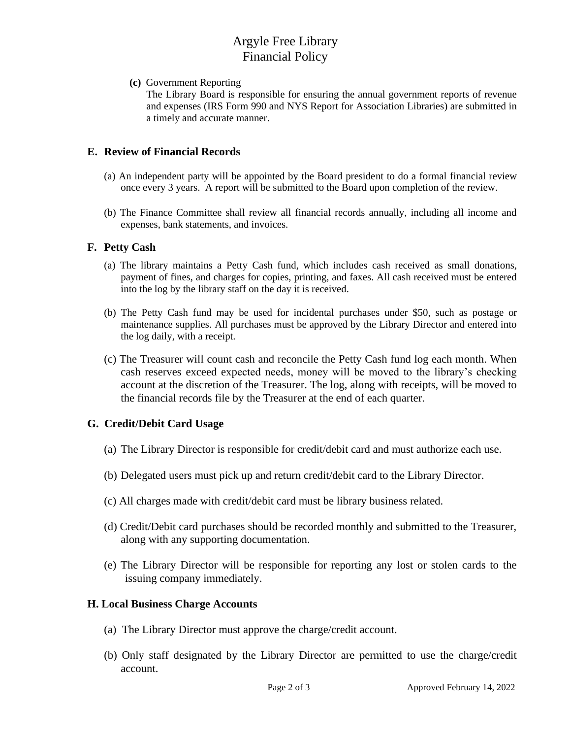**(c)** Government Reporting

The Library Board is responsible for ensuring the annual government reports of revenue and expenses (IRS Form 990 and NYS Report for Association Libraries) are submitted in a timely and accurate manner.

## E. Review of Financial Records

(a) An independent party will be appointed by the Board president to do a formal financial review once every 3 years. A report will be submitted to the Board upon completion of the review.

(b) The Finance Committee shall review all financial records annually, including all income and expenses, bank statements, and invoices.

## F. Petty Cash

(a) The library maintains a Petty Cash fund, which includes cash received as small donations, payment of fines, and charges for copies, printing, and faxes. All cash received must be entered into the log by the library staff on the day it is received.

(b) The Petty Cash fund may be used for incidental purchases under $50, such as postage or maintenance supplies. All purchases must be approved by the Library Director and entered into the log daily, with a receipt.

(c) The Treasurer will count cash and reconcile the Petty Cash fund log each month. When cash reserves exceed expected needs, money will be moved to the library's checking account at the discretion of the Treasurer. The log, along with receipts, will be moved to the financial records file by the Treasurer at the end of each quarter.

## G. Credit/Debit Card Usage

(a) The Library Director is responsible for credit/debit card and must authorize each use.

(b) Delegated users must pick up and return credit/debit card to the Library Director.

(c) All charges made with credit/debit card must be library business related.

(d) Credit/Debit card purchases should be recorded monthly and submitted to the Treasurer, along with any supporting documentation.

(e) The Library Director will be responsible for reporting any lost or stolen cards to the issuing company immediately.

## H. Local Business Charge Accounts

(a) The Library Director must approve the charge/credit account.

(b) Only staff designated by the Library Director are permitted to use the charge/credit account.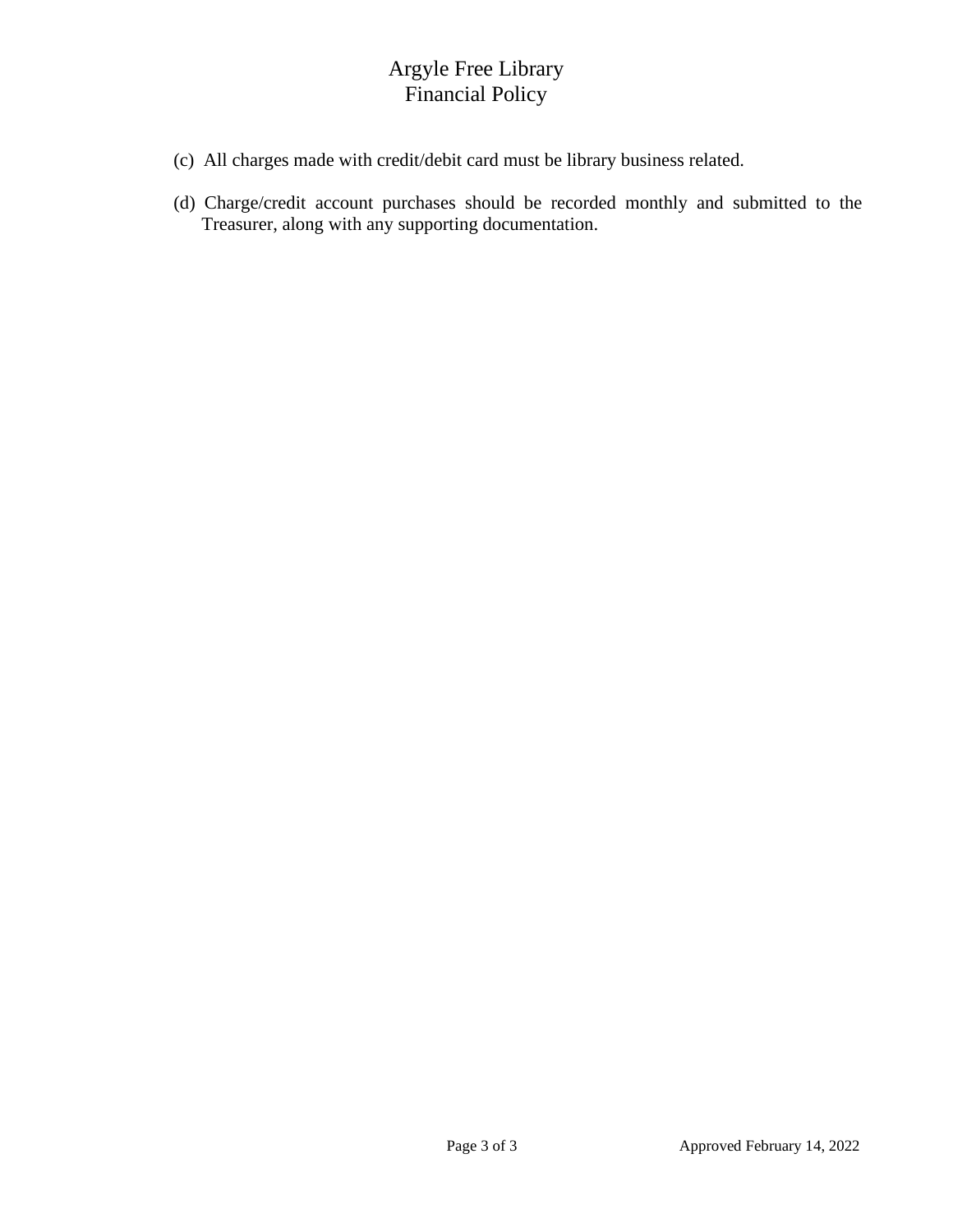(c) All charges made with credit/debit card must be library business related.

(d) Charge/credit account purchases should be recorded monthly and submitted to the Treasurer, along with any supporting documentation.